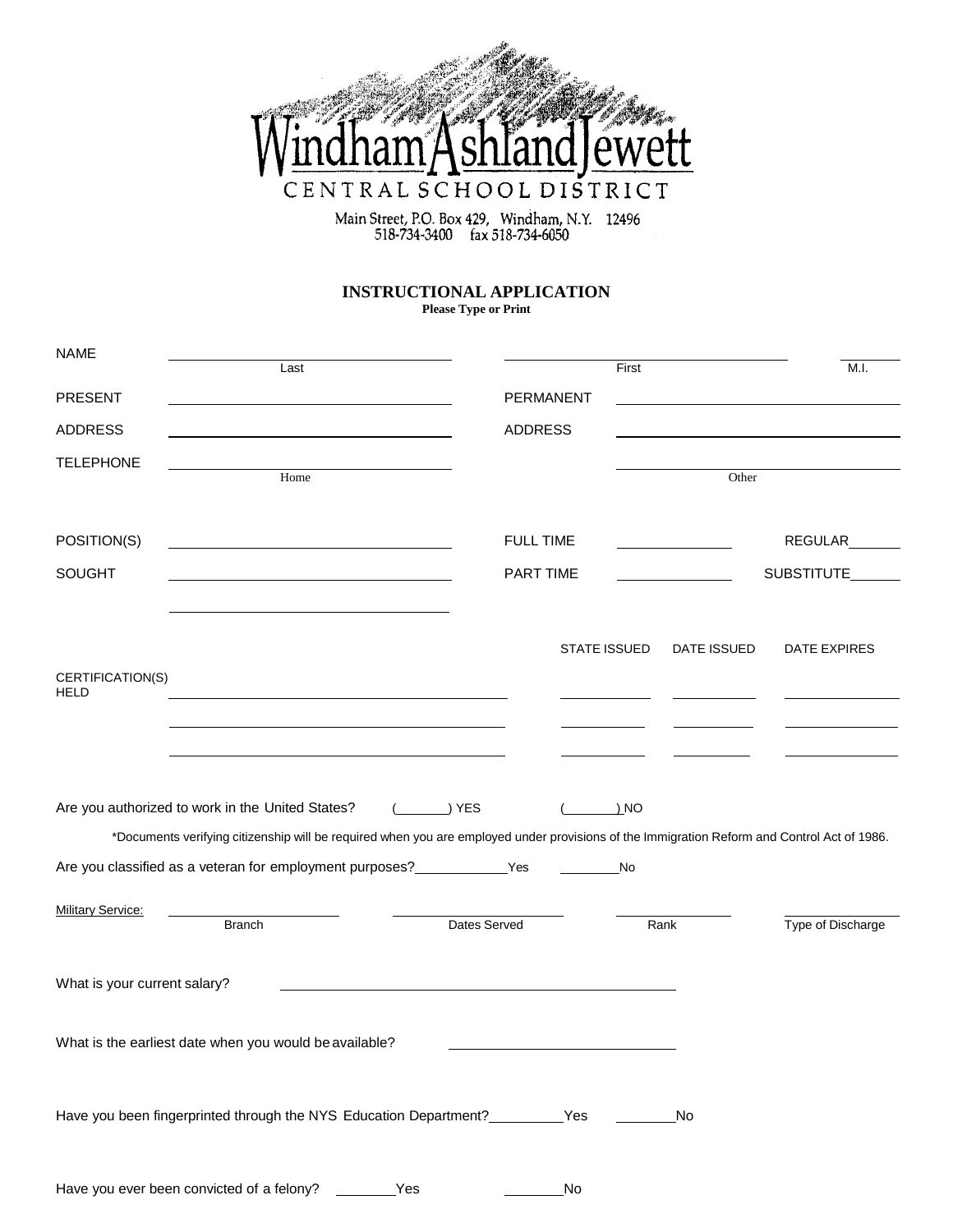# Windham Ashland Jewett

## CENTRAL SCHOOL DISTRICT

Main Street, P.O. Box 429, Windham, N.Y. 12496
518-734-3400 fax 518-734-6050

### INSTRUCTIONAL APPLICATION

**Please Type or Print**

NAME ______________________ ______________________ ________
Last First M.I.

PRESENT ADDRESS ______________________ PERMANENT ADDRESS ______________________

TELEPHONE ______________________ ______________________
Home Other

POSITION(S) SOUGHT ______________________ FULL TIME ________ REGULAR ________
PART TIME ________ SUBSTITUTE ________

| CERTIFICATION(S) HELD | STATE ISSUED | DATE ISSUED | DATE EXPIRES |
|---|---|---|---|
| | | | |
| | | | |
| | | | |

Are you authorized to work in the United States? (______) YES (______) NO

*Documents verifying citizenship will be required when you are employed under provisions of the Immigration Reform and Control Act of 1986.

Are you classified as a veteran for employment purposes? ________Yes ________No

Military Service: ______________ ______________ ______________ ______________
Branch Dates Served Rank Type of Discharge

What is your current salary? ______________________

What is the earliest date when you would be available? ______________________

Have you been fingerprinted through the NYS Education Department? ________Yes ________No

Have you ever been convicted of a felony? ________Yes ________No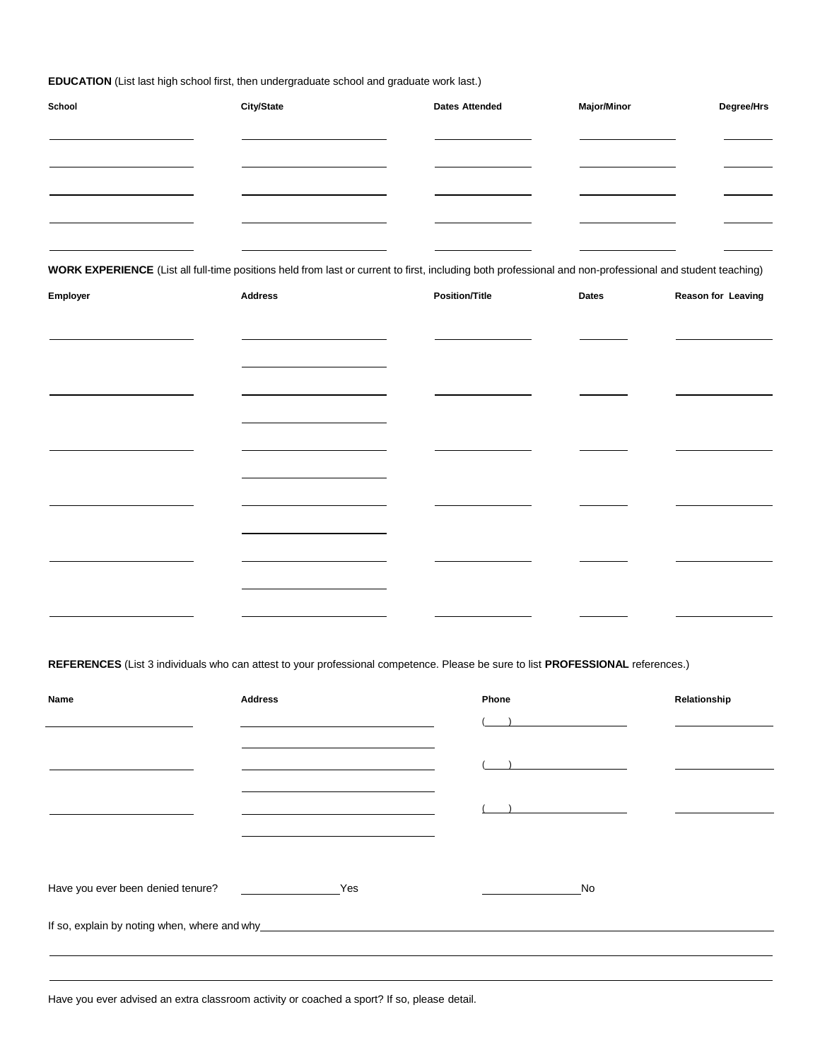**EDUCATION** (List last high school first, then undergraduate school and graduate work last.)

| School | City/State | Dates Attended | Major/Minor | Degree/Hrs |
|---|---|---|---|---|
| | | | | |
| | | | | |
| | | | | |
| | | | | |
| | | | | |

**WORK EXPERIENCE** (List all full-time positions held from last or current to first, including both professional and non-professional and student teaching)

| Employer | Address | Position/Title | Dates | Reason for Leaving |
|---|---|---|---|---|
| | | | | |
| | | | | |
| | | | | |
| | | | | |
| | | | | |
| | | | | |

**REFERENCES** (List 3 individuals who can attest to your professional competence. Please be sure to list **PROFESSIONAL** references.)

| Name | Address | Phone | Relationship |
|---|---|---|---|
| | | ( ) | |
| | | ( ) | |
| | | ( ) | |

Have you ever been denied tenure? \_\_\_\_\_\_\_\_\_\_ Yes \_\_\_\_\_\_\_\_\_\_ No

If so, explain by noting when, where and why \_\_\_\_\_\_\_\_\_\_\_\_\_\_\_\_\_\_\_\_\_\_\_\_\_\_\_\_\_\_\_\_\_\_\_\_\_\_\_\_

Have you ever advised an extra classroom activity or coached a sport? If so, please detail.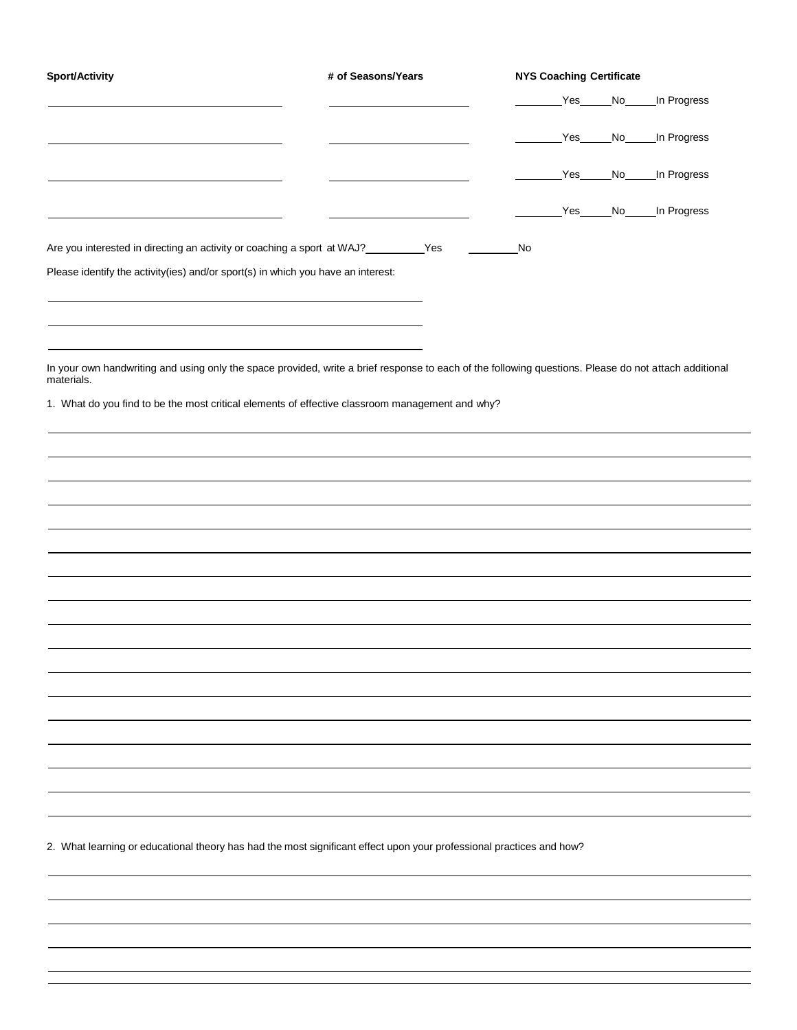| **Sport/Activity** | **# of Seasons/Years** | **NYS Coaching Certificate** |
|---|---|---|
| ________________ | ________________ | ______Yes_____No_____In Progress |
| ________________ | ________________ | ______Yes_____No_____In Progress |
| ________________ | ________________ | ______Yes_____No_____In Progress |
| ________________ | ________________ | ______Yes_____No_____In Progress |

Are you interested in directing an activity or coaching a sport at WAJ?__________Yes ________No

Please identify the activity(ies) and/or sport(s) in which you have an interest:

______________________________________________

______________________________________________

______________________________________________

In your own handwriting and using only the space provided, write a brief response to each of the following questions. Please do not attach additional materials.

1. What do you find to be the most critical elements of effective classroom management and why?

______________________________________________________________________________

______________________________________________________________________________

______________________________________________________________________________

______________________________________________________________________________

______________________________________________________________________________

______________________________________________________________________________

______________________________________________________________________________

______________________________________________________________________________

______________________________________________________________________________

______________________________________________________________________________

______________________________________________________________________________

______________________________________________________________________________

______________________________________________________________________________

______________________________________________________________________________

______________________________________________________________________________

______________________________________________________________________________

______________________________________________________________________________

2. What learning or educational theory has had the most significant effect upon your professional practices and how?

______________________________________________________________________________

______________________________________________________________________________

______________________________________________________________________________

______________________________________________________________________________

______________________________________________________________________________

______________________________________________________________________________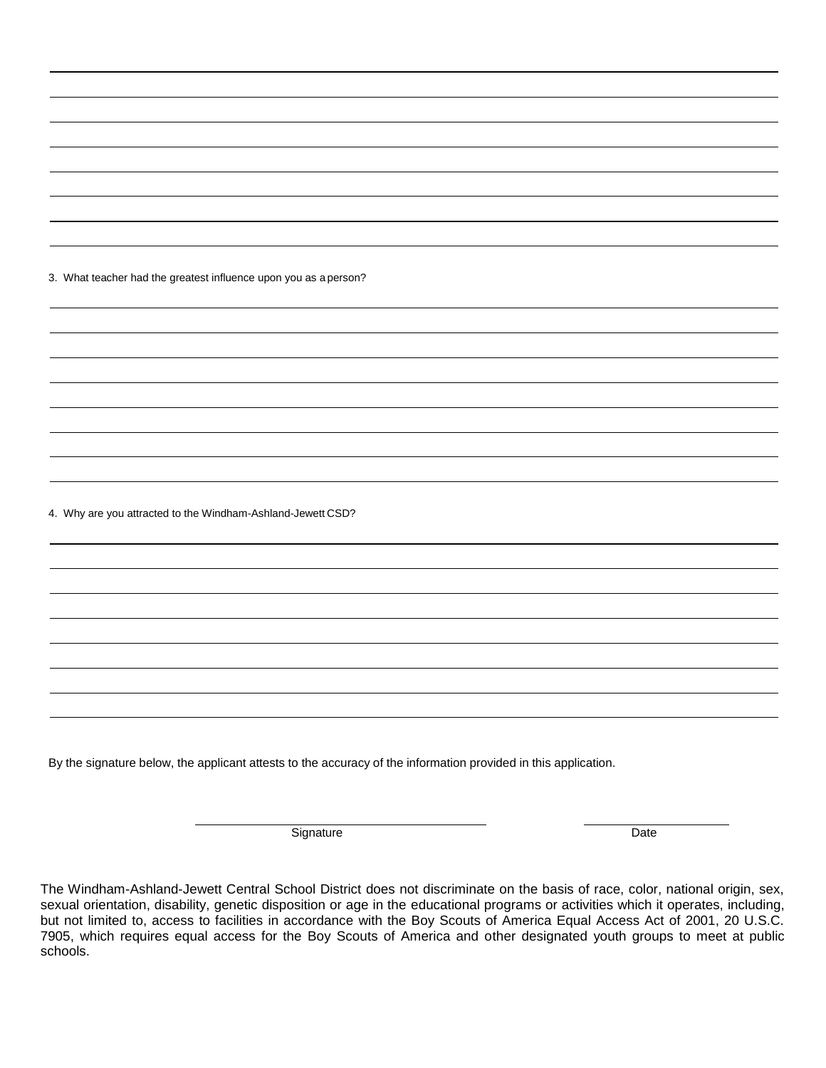3. What teacher had the greatest influence upon you as a person?

4. Why are you attracted to the Windham-Ashland-Jewett CSD?

By the signature below, the applicant attests to the accuracy of the information provided in this application.

Signature ______________________ Date ____________

The Windham-Ashland-Jewett Central School District does not discriminate on the basis of race, color, national origin, sex, sexual orientation, disability, genetic disposition or age in the educational programs or activities which it operates, including, but not limited to, access to facilities in accordance with the Boy Scouts of America Equal Access Act of 2001, 20 U.S.C. 7905, which requires equal access for the Boy Scouts of America and other designated youth groups to meet at public schools.